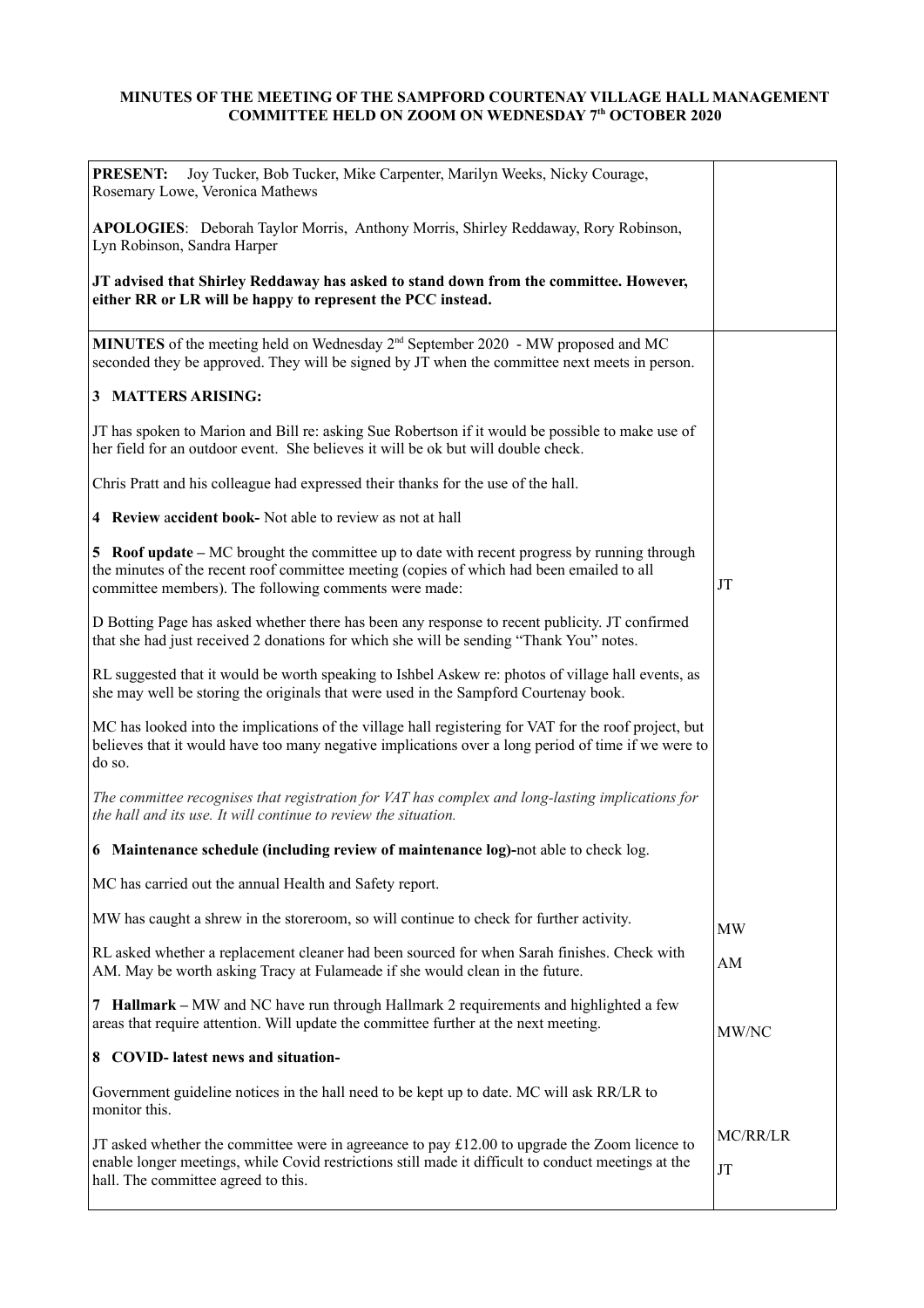**MINUTES OF THE MEETING OF THE SAMPFORD COURTENAY VILLAGE HALL MANAGEMENT COMMITTEE HELD ON ZOOM ON WEDNESDAY 7th OCTOBER 2020**

| | |
|---|---|
| **PRESENT:** Joy Tucker, Bob Tucker, Mike Carpenter, Marilyn Weeks, Nicky Courage, Rosemary Lowe, Veronica Mathews<br><br>**APOLOGIES**: Deborah Taylor Morris, Anthony Morris, Shirley Reddaway, Rory Robinson, Lyn Robinson, Sandra Harper<br><br>**JT advised that Shirley Reddaway has asked to stand down from the committee. However, either RR or LR will be happy to represent the PCC instead.** | |
| **MINUTES** of the meeting held on Wednesday 2nd September 2020 - MW proposed and MC seconded they be approved. They will be signed by JT when the committee next meets in person. | |
| **3 MATTERS ARISING:** | |
| JT has spoken to Marion and Bill re: asking Sue Robertson if it would be possible to make use of her field for an outdoor event. She believes it will be ok but will double check. | JT |
| Chris Pratt and his colleague had expressed their thanks for the use of the hall. | |
| **4 Review accident book-** Not able to review as not at hall | |
| **5 Roof update** – MC brought the committee up to date with recent progress by running through the minutes of the recent roof committee meeting (copies of which had been emailed to all committee members). The following comments were made: | |
| D Botting Page has asked whether there has been any response to recent publicity. JT confirmed that she had just received 2 donations for which she will be sending "Thank You" notes. | |
| RL suggested that it would be worth speaking to Ishbel Askew re: photos of village hall events, as she may well be storing the originals that were used in the Sampford Courtenay book. | |
| MC has looked into the implications of the village hall registering for VAT for the roof project, but believes that it would have too many negative implications over a long period of time if we were to do so. | |
| *The committee recognises that registration for VAT has complex and long-lasting implications for the hall and its use. It will continue to review the situation.* | |
| **6 Maintenance schedule (including review of maintenance log)-**not able to check log. | |
| MC has carried out the annual Health and Safety report. | |
| MW has caught a shrew in the storeroom, so will continue to check for further activity. | MW |
| RL asked whether a replacement cleaner had been sourced for when Sarah finishes. Check with AM. May be worth asking Tracy at Fulameade if she would clean in the future. | AM |
| **7 Hallmark** – MW and NC have run through Hallmark 2 requirements and highlighted a few areas that require attention. Will update the committee further at the next meeting. | MW/NC |
| **8 COVID- latest news and situation-** | |
| Government guideline notices in the hall need to be kept up to date. MC will ask RR/LR to monitor this. | MC/RR/LR |
| JT asked whether the committee were in agreeance to pay £12.00 to upgrade the Zoom licence to enable longer meetings, while Covid restrictions still made it difficult to conduct meetings at the hall. The committee agreed to this. | JT |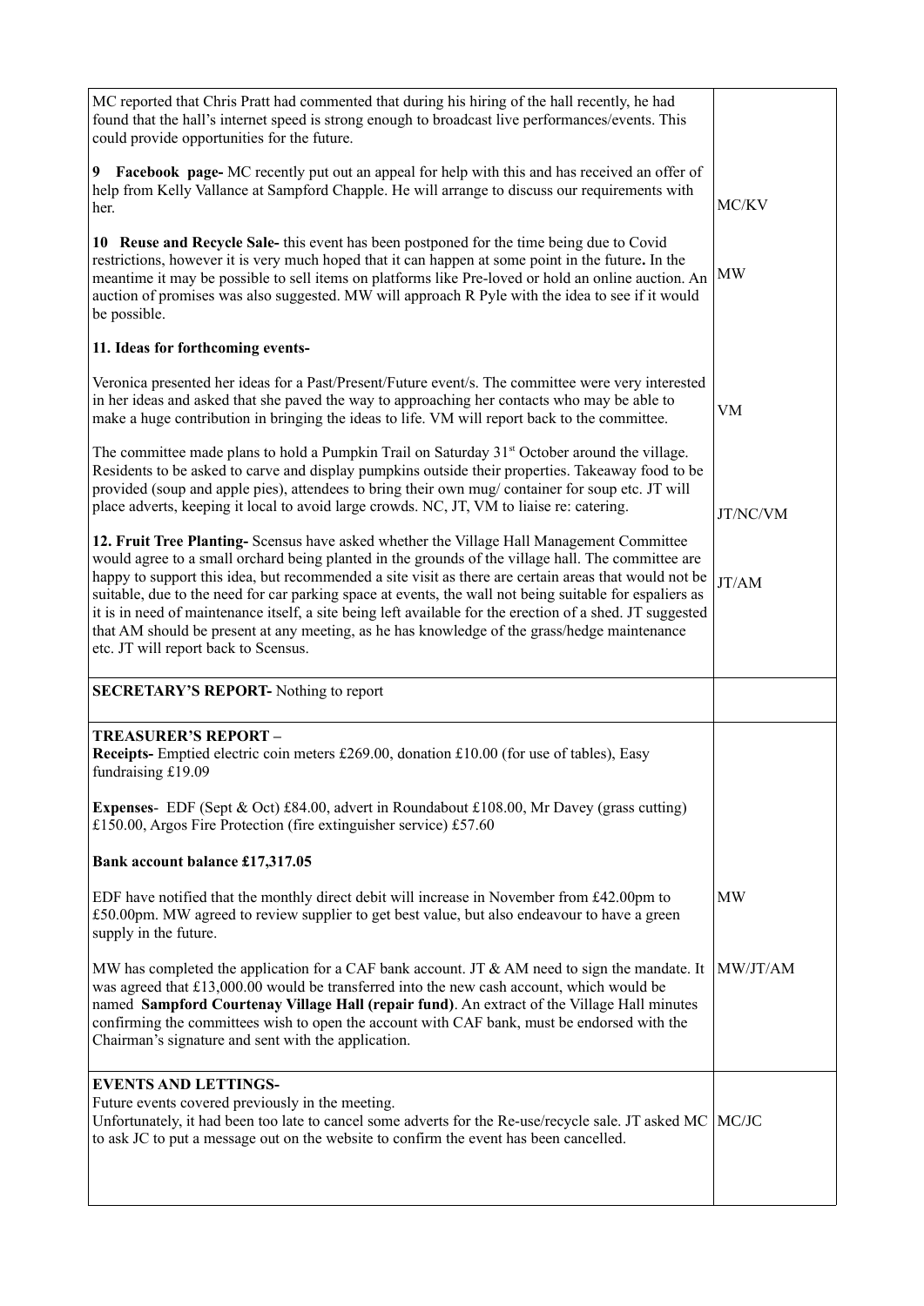| | |
|---|---|
| MC reported that Chris Pratt had commented that during his hiring of the hall recently, he had found that the hall's internet speed is strong enough to broadcast live performances/events. This could provide opportunities for the future. | |
| **9 Facebook page-** MC recently put out an appeal for help with this and has received an offer of help from Kelly Vallance at Sampford Chapple. He will arrange to discuss our requirements with her. | MC/KV |
| **10 Reuse and Recycle Sale-** this event has been postponed for the time being due to Covid restrictions, however it is very much hoped that it can happen at some point in the future**.** In the meantime it may be possible to sell items on platforms like Pre-loved or hold an online auction. An auction of promises was also suggested. MW will approach R Pyle with the idea to see if it would be possible. | MW |
| **11. Ideas for forthcoming events-** | |
| Veronica presented her ideas for a Past/Present/Future event/s. The committee were very interested in her ideas and asked that she paved the way to approaching her contacts who may be able to make a huge contribution in bringing the ideas to life. VM will report back to the committee. | VM |
| The committee made plans to hold a Pumpkin Trail on Saturday 31st October around the village. Residents to be asked to carve and display pumpkins outside their properties. Takeaway food to be provided (soup and apple pies), attendees to bring their own mug/ container for soup etc. JT will place adverts, keeping it local to avoid large crowds. NC, JT, VM to liaise re: catering. | JT/NC/VM |
| **12. Fruit Tree Planting-** Scensus have asked whether the Village Hall Management Committee would agree to a small orchard being planted in the grounds of the village hall. The committee are happy to support this idea, but recommended a site visit as there are certain areas that would not be suitable, due to the need for car parking space at events, the wall not being suitable for espaliers as it is in need of maintenance itself, a site being left available for the erection of a shed. JT suggested that AM should be present at any meeting, as he has knowledge of the grass/hedge maintenance etc. JT will report back to Scensus. | JT/AM |
| **SECRETARY'S REPORT-** Nothing to report | |
| **TREASURER'S REPORT –**<br>**Receipts-** Emptied electric coin meters £269.00, donation £10.00 (for use of tables), Easy fundraising £19.09<br><br>**Expenses**- EDF (Sept & Oct) £84.00, advert in Roundabout £108.00, Mr Davey (grass cutting) £150.00, Argos Fire Protection (fire extinguisher service) £57.60<br><br>**Bank account balance £17,317.05** | |
| EDF have notified that the monthly direct debit will increase in November from £42.00pm to £50.00pm. MW agreed to review supplier to get best value, but also endeavour to have a green supply in the future. | MW |
| MW has completed the application for a CAF bank account. JT & AM need to sign the mandate. It was agreed that £13,000.00 would be transferred into the new cash account, which would be named **Sampford Courtenay Village Hall (repair fund)**. An extract of the Village Hall minutes confirming the committees wish to open the account with CAF bank, must be endorsed with the Chairman's signature and sent with the application. | MW/JT/AM |
| **EVENTS AND LETTINGS-**<br>Future events covered previously in the meeting.<br>Unfortunately, it had been too late to cancel some adverts for the Re-use/recycle sale. JT asked MC to ask JC to put a message out on the website to confirm the event has been cancelled. | MC/JC |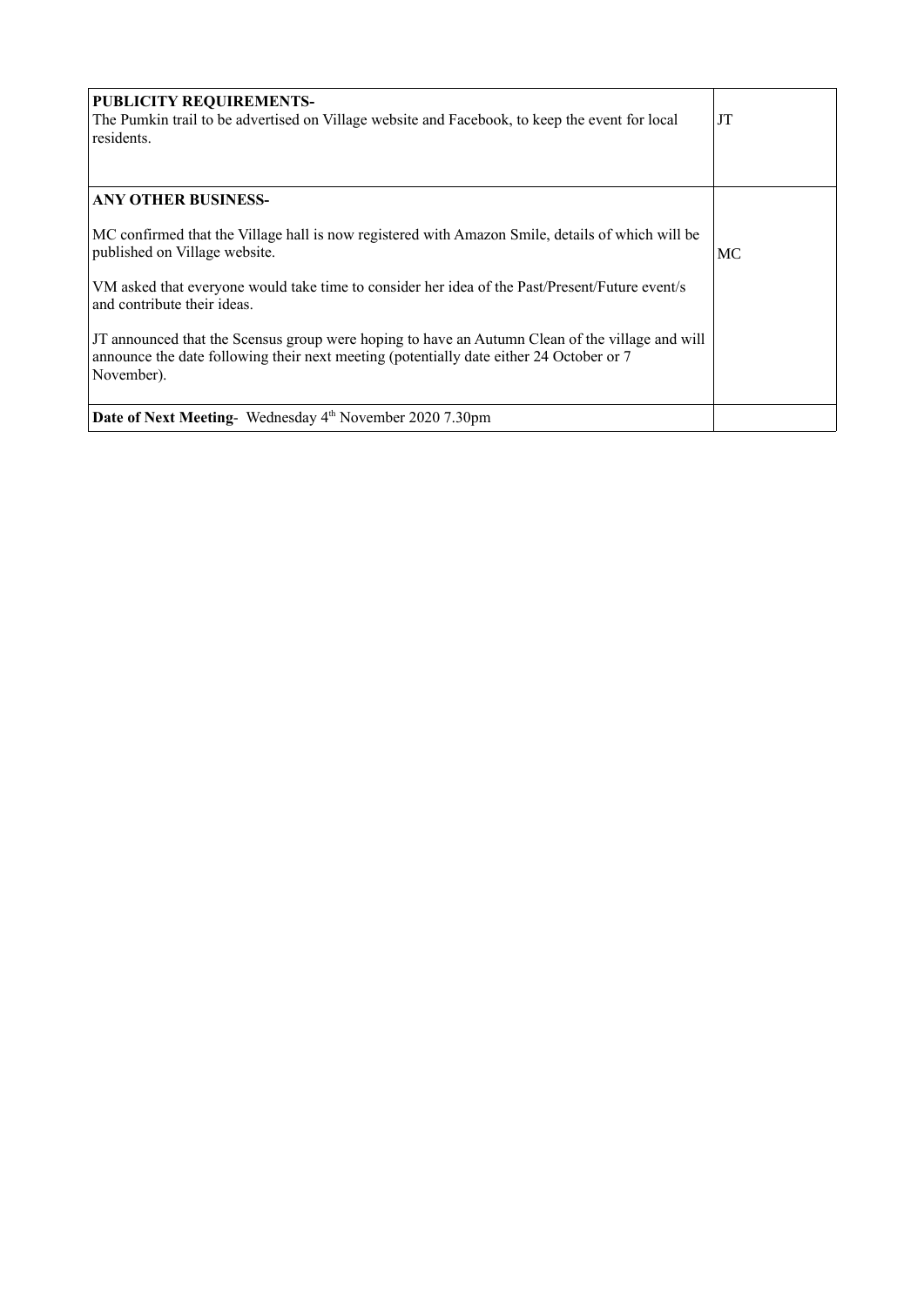| | |
|---|---|
| **PUBLICITY REQUIREMENTS-**<br>The Pumkin trail to be advertised on Village website and Facebook, to keep the event for local residents. | JT |
| **ANY OTHER BUSINESS-**<br><br>MC confirmed that the Village hall is now registered with Amazon Smile, details of which will be published on Village website.<br><br>VM asked that everyone would take time to consider her idea of the Past/Present/Future event/s and contribute their ideas.<br><br>JT announced that the Scensus group were hoping to have an Autumn Clean of the village and will announce the date following their next meeting (potentially date either 24 October or 7 November). | MC |
| **Date of Next Meeting**- Wednesday 4th November 2020 7.30pm | |